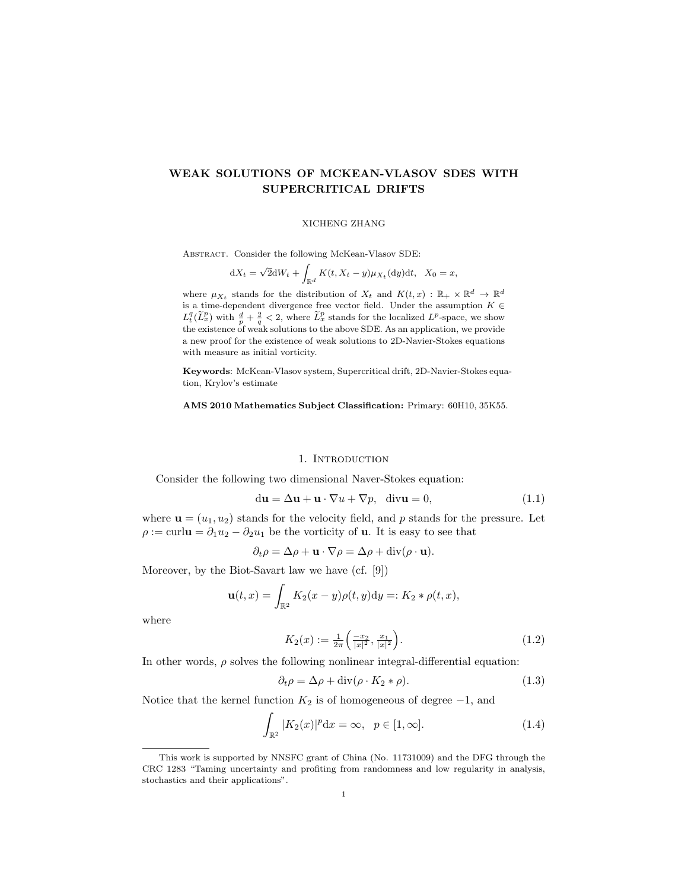# WEAK SOLUTIONS OF MCKEAN-VLASOV SDES WITH SUPERCRITICAL DRIFTS

XICHENG ZHANG

Abstract. Consider the following McKean-Vlasov SDE:

$$\mathrm{d}X_t = \sqrt{2}\mathrm{d}W_t + \int_{\mathbb{R}^d} K(t, X_t - y)\mu_{X_t}(\mathrm{d}y)\mathrm{d}t, \quad X_0 = x,$$

where $\mu_{X_t}$ stands for the distribution of $X_t$ and $K(t,x) : \mathbb{R}_+ \times \mathbb{R}^d \to \mathbb{R}^d$ is a time-dependent divergence free vector field. Under the assumption $K \in L^q_t(\widetilde{L}^p_x)$ with $\frac{d}{p} + \frac{2}{q} < 2$, where $\widetilde{L}^p_x$ stands for the localized $L^p$-space, we show the existence of weak solutions to the above SDE. As an application, we provide a new proof for the existence of weak solutions to 2D-Navier-Stokes equations with measure as initial vorticity.

**Keywords**: McKean-Vlasov system, Supercritical drift, 2D-Navier-Stokes equation, Krylov's estimate

**AMS 2010 Mathematics Subject Classification:** Primary: 60H10, 35K55.

## 1. Introduction

Consider the following two dimensional Naver-Stokes equation:

$$\mathrm{d}\mathbf{u} = \Delta\mathbf{u} + \mathbf{u}\cdot\nabla u + \nabla p, \quad \mathrm{div}\mathbf{u} = 0, \tag{1.1}$$

where $\mathbf{u} = (u_1, u_2)$ stands for the velocity field, and $p$ stands for the pressure. Let $\rho := \mathrm{curl}\mathbf{u} = \partial_1 u_2 - \partial_2 u_1$ be the vorticity of $\mathbf{u}$. It is easy to see that

$$\partial_t \rho = \Delta\rho + \mathbf{u}\cdot\nabla\rho = \Delta\rho + \mathrm{div}(\rho\cdot\mathbf{u}).$$

Moreover, by the Biot-Savart law we have (cf. [9])

$$\mathbf{u}(t,x) = \int_{\mathbb{R}^2} K_2(x-y)\rho(t,y)\mathrm{d}y =: K_2 * \rho(t,x),$$

where

$$K_2(x) := \tfrac{1}{2\pi}\left(\tfrac{-x_2}{|x|^2}, \tfrac{x_1}{|x|^2}\right). \tag{1.2}$$

In other words, $\rho$ solves the following nonlinear integral-differential equation:

$$\partial_t \rho = \Delta\rho + \mathrm{div}(\rho\cdot K_2 * \rho). \tag{1.3}$$

Notice that the kernel function $K_2$ is of homogeneous of degree $-1$, and

$$\int_{\mathbb{R}^2} |K_2(x)|^p \mathrm{d}x = \infty, \quad p \in [1, \infty]. \tag{1.4}$$

---

This work is supported by NNSFC grant of China (No. 11731009) and the DFG through the CRC 1283 "Taming uncertainty and profiting from randomness and low regularity in analysis, stochastics and their applications".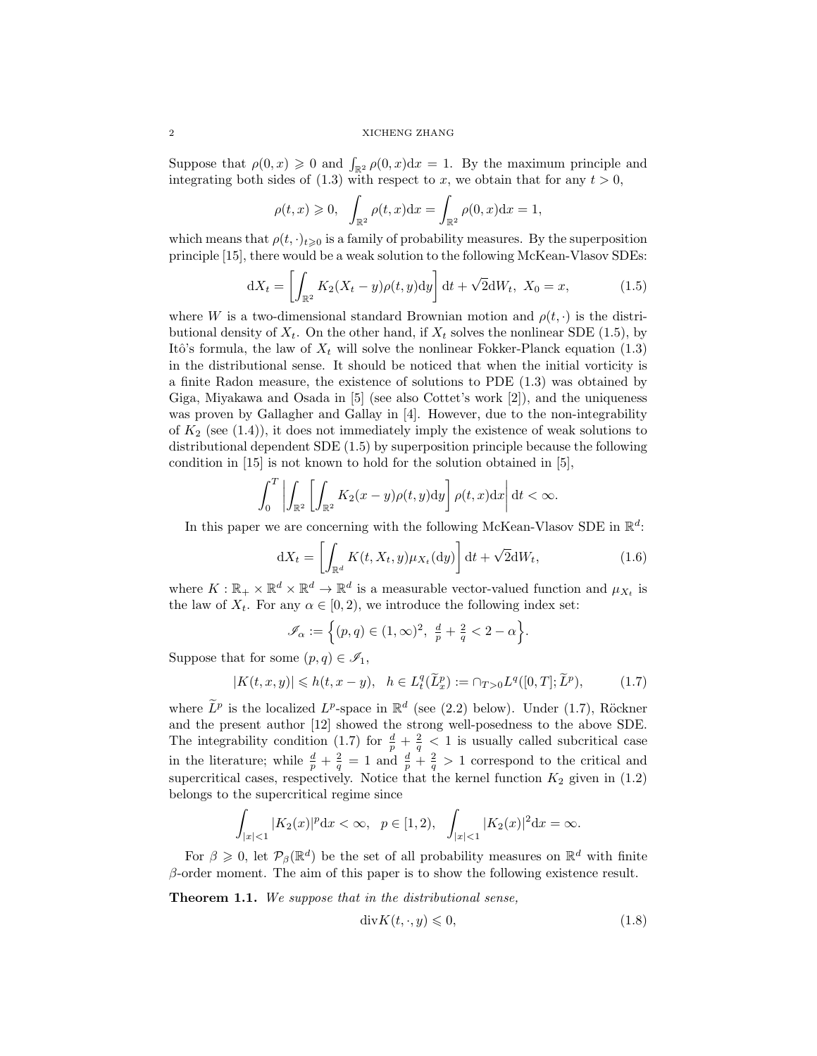Suppose that $\rho(0,x) \geqslant 0$ and $\int_{\mathbb{R}^2} \rho(0,x)\mathrm{d}x = 1$. By the maximum principle and integrating both sides of (1.3) with respect to $x$, we obtain that for any $t > 0$,

$$\rho(t,x) \geqslant 0, \quad \int_{\mathbb{R}^2} \rho(t,x)\mathrm{d}x = \int_{\mathbb{R}^2} \rho(0,x)\mathrm{d}x = 1,$$

which means that $\rho(t,\cdot)_{t\geqslant 0}$ is a family of probability measures. By the superposition principle [15], there would be a weak solution to the following McKean-Vlasov SDEs:

$$\mathrm{d}X_t = \left[\int_{\mathbb{R}^2} K_2(X_t - y)\rho(t,y)\mathrm{d}y\right]\mathrm{d}t + \sqrt{2}\mathrm{d}W_t, \ X_0 = x, \tag{1.5}$$

where $W$ is a two-dimensional standard Brownian motion and $\rho(t,\cdot)$ is the distributional density of $X_t$. On the other hand, if $X_t$ solves the nonlinear SDE (1.5), by Itô's formula, the law of $X_t$ will solve the nonlinear Fokker-Planck equation (1.3) in the distributional sense. It should be noticed that when the initial vorticity is a finite Radon measure, the existence of solutions to PDE (1.3) was obtained by Giga, Miyakawa and Osada in [5] (see also Cottet's work [2]), and the uniqueness was proven by Gallagher and Gallay in [4]. However, due to the non-integrability of $K_2$ (see (1.4)), it does not immediately imply the existence of weak solutions to distributional dependent SDE (1.5) by superposition principle because the following condition in [15] is not known to hold for the solution obtained in [5],

$$\int_0^T \left|\int_{\mathbb{R}^2}\left[\int_{\mathbb{R}^2} K_2(x-y)\rho(t,y)\mathrm{d}y\right]\rho(t,x)\mathrm{d}x\right|\mathrm{d}t < \infty.$$

In this paper we are concerning with the following McKean-Vlasov SDE in $\mathbb{R}^d$:

$$\mathrm{d}X_t = \left[\int_{\mathbb{R}^d} K(t,X_t,y)\mu_{X_t}(\mathrm{d}y)\right]\mathrm{d}t + \sqrt{2}\mathrm{d}W_t, \tag{1.6}$$

where $K : \mathbb{R}_+ \times \mathbb{R}^d \times \mathbb{R}^d \to \mathbb{R}^d$ is a measurable vector-valued function and $\mu_{X_t}$ is the law of $X_t$. For any $\alpha \in [0,2)$, we introduce the following index set:

$$\mathscr{I}_\alpha := \left\{(p,q) \in (1,\infty)^2, \ \tfrac{d}{p} + \tfrac{2}{q} < 2 - \alpha\right\}.$$

Suppose that for some $(p,q) \in \mathscr{I}_1$,

$$|K(t,x,y)| \leqslant h(t,x-y), \quad h \in L^q_t(\widetilde{L}^p_x) := \cap_{T>0} L^q([0,T];\widetilde{L}^p), \tag{1.7}$$

where $\widetilde{L}^p$ is the localized $L^p$-space in $\mathbb{R}^d$ (see (2.2) below). Under (1.7), Röckner and the present author [12] showed the strong well-posedness to the above SDE. The integrability condition (1.7) for $\frac{d}{p} + \frac{2}{q} < 1$ is usually called subcritical case in the literature; while $\frac{d}{p} + \frac{2}{q} = 1$ and $\frac{d}{p} + \frac{2}{q} > 1$ correspond to the critical and supercritical cases, respectively. Notice that the kernel function $K_2$ given in (1.2) belongs to the supercritical regime since

$$\int_{|x|<1} |K_2(x)|^p \mathrm{d}x < \infty, \quad p \in [1,2), \quad \int_{|x|<1} |K_2(x)|^2 \mathrm{d}x = \infty.$$

For $\beta \geqslant 0$, let $\mathcal{P}_\beta(\mathbb{R}^d)$ be the set of all probability measures on $\mathbb{R}^d$ with finite $\beta$-order moment. The aim of this paper is to show the following existence result.

**Theorem 1.1.** *We suppose that in the distributional sense,*

$$\mathrm{div} K(t,\cdot,y) \leqslant 0, \tag{1.8}$$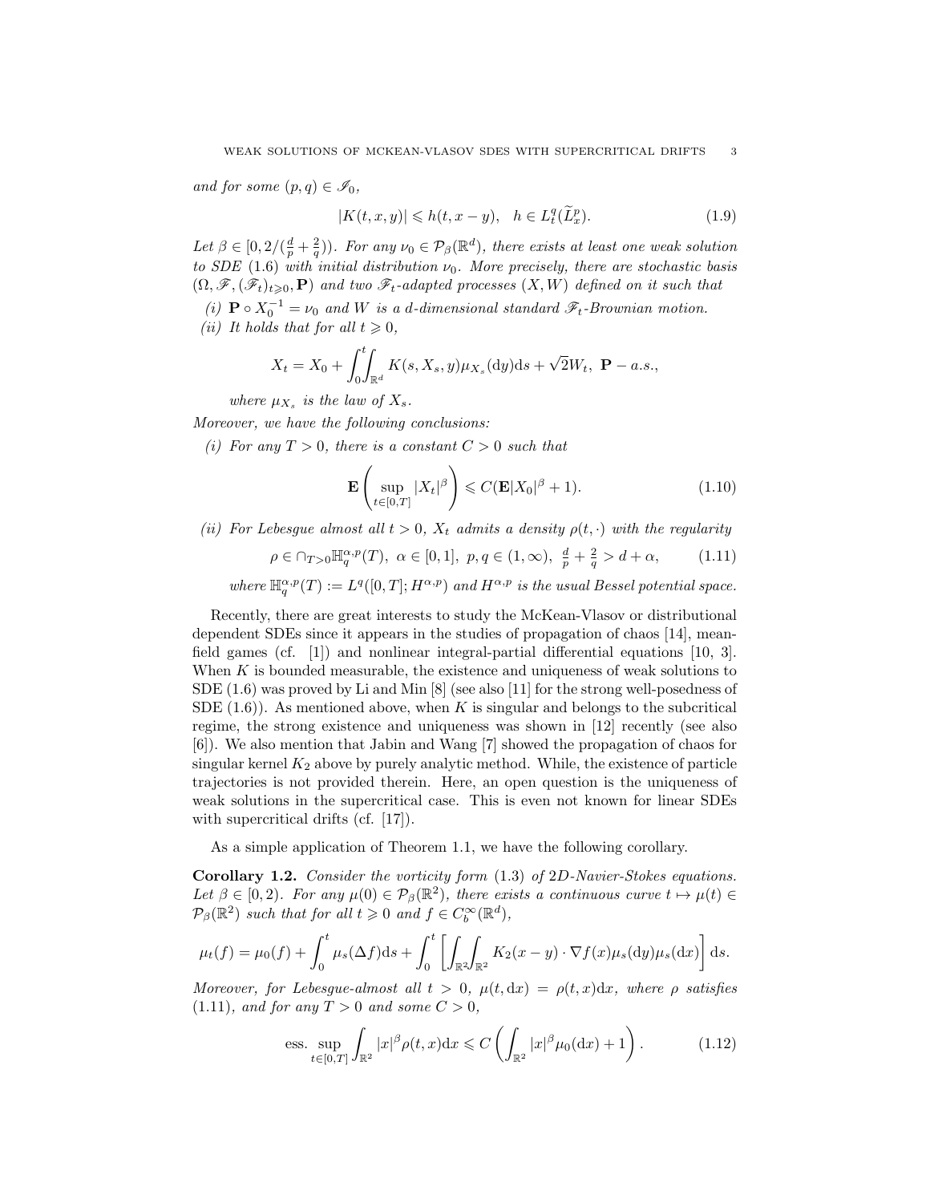*and for some* $(p,q) \in \mathscr{I}_0$,

$$|K(t,x,y)| \leqslant h(t,x-y), \quad h \in L^q_t(\widetilde{L}^p_x). \tag{1.9}$$

*Let* $\beta \in [0, 2/(\frac{d}{p}+\frac{2}{q}))$*. For any* $\nu_0 \in \mathcal{P}_\beta(\mathbb{R}^d)$*, there exists at least one weak solution to SDE* (1.6) *with initial distribution* $\nu_0$*. More precisely, there are stochastic basis* $(\Omega, \mathscr{F}, (\mathscr{F}_t)_{t\geqslant 0}, \mathbf{P})$ *and two* $\mathscr{F}_t$*-adapted processes* $(X,W)$ *defined on it such that*

*(i)* $\mathbf{P} \circ X_0^{-1} = \nu_0$ *and* $W$ *is a* $d$*-dimensional standard* $\mathscr{F}_t$*-Brownian motion.*

*(ii) It holds that for all* $t \geqslant 0$,

$$X_t = X_0 + \int_0^t\int_{\mathbb{R}^d} K(s, X_s, y)\mu_{X_s}(\mathrm{d}y)\mathrm{d}s + \sqrt{2}W_t, \ \mathbf{P}-a.s.,$$

*where* $\mu_{X_s}$ *is the law of* $X_s$*.*

*Moreover, we have the following conclusions:*

*(i) For any* $T > 0$*, there is a constant* $C > 0$ *such that*

$$\mathbf{E}\left(\sup_{t\in[0,T]}|X_t|^\beta\right) \leqslant C(\mathbf{E}|X_0|^\beta + 1). \tag{1.10}$$

*(ii) For Lebesgue almost all* $t > 0$*,* $X_t$ *admits a density* $\rho(t,\cdot)$ *with the regularity*

$$\rho \in \cap_{T>0}\mathbb{H}^{\alpha,p}_q(T), \ \alpha \in [0,1], \ p,q \in (1,\infty), \ \tfrac{d}{p}+\tfrac{2}{q} > d+\alpha, \tag{1.11}$$

*where* $\mathbb{H}^{\alpha,p}_q(T) := L^q([0,T]; H^{\alpha,p})$ *and* $H^{\alpha,p}$ *is the usual Bessel potential space.*

Recently, there are great interests to study the McKean-Vlasov or distributional dependent SDEs since it appears in the studies of propagation of chaos [14], mean-field games (cf. [1]) and nonlinear integral-partial differential equations [10, 3]. When $K$ is bounded measurable, the existence and uniqueness of weak solutions to SDE (1.6) was proved by Li and Min [8] (see also [11] for the strong well-posedness of SDE (1.6)). As mentioned above, when $K$ is singular and belongs to the subcritical regime, the strong existence and uniqueness was shown in [12] recently (see also [6]). We also mention that Jabin and Wang [7] showed the propagation of chaos for singular kernel $K_2$ above by purely analytic method. While, the existence of particle trajectories is not provided therein. Here, an open question is the uniqueness of weak solutions in the supercritical case. This is even not known for linear SDEs with supercritical drifts (cf. [17]).

As a simple application of Theorem 1.1, we have the following corollary.

**Corollary 1.2.** *Consider the vorticity form* (1.3) *of 2D-Navier-Stokes equations. Let* $\beta \in [0,2)$*. For any* $\mu(0) \in \mathcal{P}_\beta(\mathbb{R}^2)$*, there exists a continuous curve* $t \mapsto \mu(t) \in \mathcal{P}_\beta(\mathbb{R}^2)$ *such that for all* $t \geqslant 0$ *and* $f \in C_b^\infty(\mathbb{R}^d)$,

$$\mu_t(f) = \mu_0(f) + \int_0^t \mu_s(\Delta f)\mathrm{d}s + \int_0^t \left[\int_{\mathbb{R}^2}\int_{\mathbb{R}^2} K_2(x-y)\cdot\nabla f(x)\mu_s(\mathrm{d}y)\mu_s(\mathrm{d}x)\right]\mathrm{d}s.$$

*Moreover, for Lebesgue-almost all* $t > 0$*,* $\mu(t,\mathrm{d}x) = \rho(t,x)\mathrm{d}x$*, where* $\rho$ *satisfies* (1.11)*, and for any* $T > 0$ *and some* $C > 0$,

$$\text{ess.}\sup_{t\in[0,T]}\int_{\mathbb{R}^2}|x|^\beta\rho(t,x)\mathrm{d}x \leqslant C\left(\int_{\mathbb{R}^2}|x|^\beta\mu_0(\mathrm{d}x) + 1\right). \tag{1.12}$$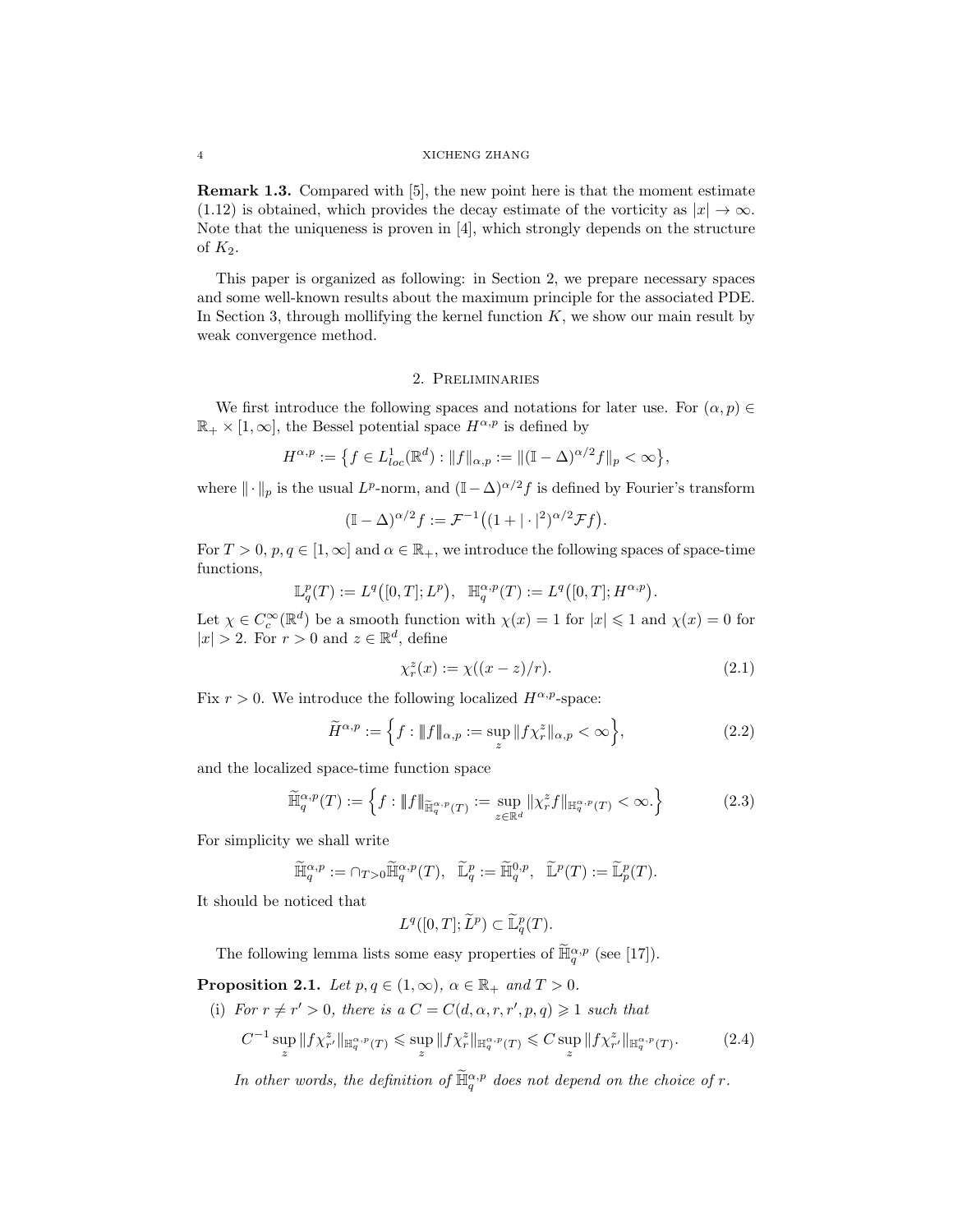**Remark 1.3.** Compared with [5], the new point here is that the moment estimate (1.12) is obtained, which provides the decay estimate of the vorticity as $|x| \to \infty$. Note that the uniqueness is proven in [4], which strongly depends on the structure of $K_2$.

This paper is organized as following: in Section 2, we prepare necessary spaces and some well-known results about the maximum principle for the associated PDE. In Section 3, through mollifying the kernel function $K$, we show our main result by weak convergence method.

## 2. Preliminaries

We first introduce the following spaces and notations for later use. For $(\alpha, p) \in \mathbb{R}_+ \times [1, \infty]$, the Bessel potential space $H^{\alpha,p}$ is defined by

$$H^{\alpha,p} := \left\{ f \in L^1_{loc}(\mathbb{R}^d) : \|f\|_{\alpha,p} := \|(\mathbb{I} - \Delta)^{\alpha/2} f\|_p < \infty \right\},$$

where $\|\cdot\|_p$ is the usual $L^p$-norm, and $(\mathbb{I} - \Delta)^{\alpha/2} f$ is defined by Fourier's transform

$$(\mathbb{I} - \Delta)^{\alpha/2} f := \mathcal{F}^{-1}\big((1 + |\cdot|^2)^{\alpha/2} \mathcal{F} f\big).$$

For $T > 0$, $p, q \in [1, \infty]$ and $\alpha \in \mathbb{R}_+$, we introduce the following spaces of space-time functions,

$$\mathbb{L}^p_q(T) := L^q\big([0, T]; L^p\big), \quad \mathbb{H}^{\alpha,p}_q(T) := L^q\big([0, T]; H^{\alpha,p}\big).$$

Let $\chi \in C^\infty_c(\mathbb{R}^d)$ be a smooth function with $\chi(x) = 1$ for $|x| \leqslant 1$ and $\chi(x) = 0$ for $|x| > 2$. For $r > 0$ and $z \in \mathbb{R}^d$, define

$$\chi^z_r(x) := \chi((x - z)/r). \tag{2.1}$$

Fix $r > 0$. We introduce the following localized $H^{\alpha,p}$-space:

$$\widetilde{H}^{\alpha,p} := \Big\{ f : |\!|\!| f |\!|\!|_{\alpha,p} := \sup_z \|f \chi^z_r\|_{\alpha,p} < \infty \Big\}, \tag{2.2}$$

and the localized space-time function space

$$\widetilde{\mathbb{H}}^{\alpha,p}_q(T) := \Big\{ f : |\!|\!| f |\!|\!|_{\widetilde{\mathbb{H}}^{\alpha,p}_q(T)} := \sup_{z \in \mathbb{R}^d} \|\chi^z_r f\|_{\mathbb{H}^{\alpha,p}_q(T)} < \infty. \Big\} \tag{2.3}$$

For simplicity we shall write

$$\widetilde{\mathbb{H}}^{\alpha,p}_q := \cap_{T>0} \widetilde{\mathbb{H}}^{\alpha,p}_q(T), \quad \widetilde{\mathbb{L}}^p_q := \widetilde{\mathbb{H}}^{0,p}_q, \quad \widetilde{\mathbb{L}}^p(T) := \widetilde{\mathbb{L}}^p_p(T).$$

It should be noticed that

$$L^q([0, T]; \widetilde{L}^p) \subset \widetilde{\mathbb{L}}^p_q(T).$$

The following lemma lists some easy properties of $\widetilde{\mathbb{H}}^{\alpha,p}_q$ (see [17]).

**Proposition 2.1.** *Let $p, q \in (1, \infty)$, $\alpha \in \mathbb{R}_+$ and $T > 0$.*

(i) *For $r \neq r' > 0$, there is a $C = C(d, \alpha, r, r', p, q) \geqslant 1$ such that*

$$C^{-1} \sup_z \|f \chi^z_{r'}\|_{\mathbb{H}^{\alpha,p}_q(T)} \leqslant \sup_z \|f \chi^z_r\|_{\mathbb{H}^{\alpha,p}_q(T)} \leqslant C \sup_z \|f \chi^z_{r'}\|_{\mathbb{H}^{\alpha,p}_q(T)}. \tag{2.4}$$

*In other words, the definition of $\widetilde{\mathbb{H}}^{\alpha,p}_q$ does not depend on the choice of $r$.*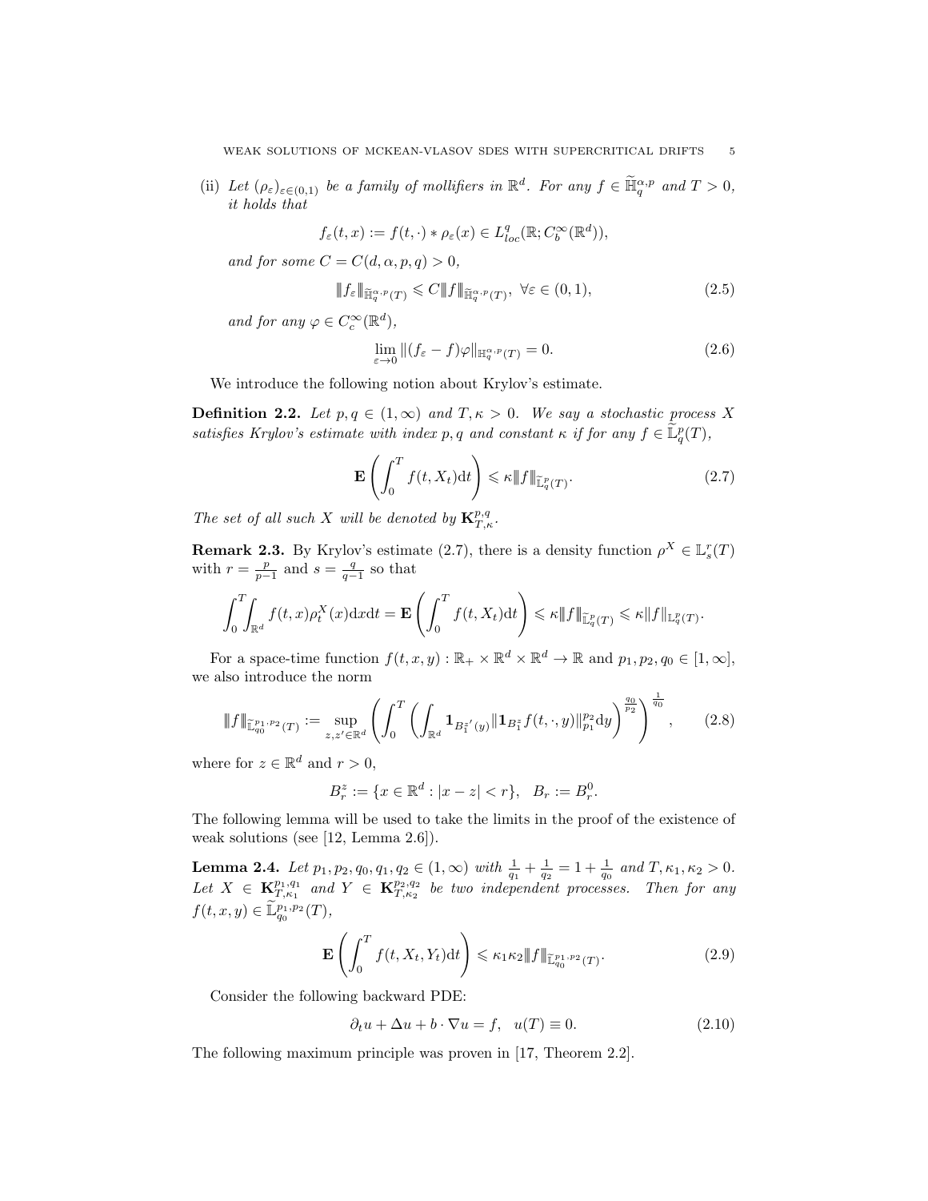(ii) *Let $(\rho_\varepsilon)_{\varepsilon\in(0,1)}$ be a family of mollifiers in $\mathbb{R}^d$. For any $f \in \widetilde{\mathbb{H}}^{\alpha,p}_q$ and $T > 0$, it holds that*

$$f_\varepsilon(t,x) := f(t,\cdot) * \rho_\varepsilon(x) \in L^q_{loc}(\mathbb{R}; C^\infty_b(\mathbb{R}^d)),$$

*and for some $C = C(d,\alpha,p,q) > 0$,*

$$|\!|\!| f_\varepsilon |\!|\!|_{\widetilde{\mathbb{H}}^{\alpha,p}_q(T)} \leqslant C |\!|\!| f |\!|\!|_{\widetilde{\mathbb{H}}^{\alpha,p}_q(T)}, \ \forall \varepsilon \in (0,1), \tag{2.5}$$

*and for any $\varphi \in C^\infty_c(\mathbb{R}^d)$,*

$$\lim_{\varepsilon\to 0} \|(f_\varepsilon - f)\varphi\|_{\mathbb{H}^{\alpha,p}_q(T)} = 0. \tag{2.6}$$

We introduce the following notion about Krylov's estimate.

**Definition 2.2.** *Let $p, q \in (1,\infty)$ and $T, \kappa > 0$. We say a stochastic process $X$ satisfies Krylov's estimate with index $p, q$ and constant $\kappa$ if for any $f \in \widetilde{\mathbb{L}}^p_q(T)$,*

$$\mathbf{E}\left(\int_0^T f(t,X_t)\mathrm{d}t\right) \leqslant \kappa |\!|\!| f |\!|\!|_{\widetilde{\mathbb{L}}^p_q(T)}. \tag{2.7}$$

*The set of all such $X$ will be denoted by $\mathbf{K}^{p,q}_{T,\kappa}$.*

**Remark 2.3.** By Krylov's estimate (2.7), there is a density function $\rho^X \in \mathbb{L}^r_s(T)$ with $r = \frac{p}{p-1}$ and $s = \frac{q}{q-1}$ so that

$$\int_0^T\!\!\int_{\mathbb{R}^d} f(t,x)\rho^X_t(x)\mathrm{d}x\mathrm{d}t = \mathbf{E}\left(\int_0^T f(t,X_t)\mathrm{d}t\right) \leqslant \kappa |\!|\!| f |\!|\!|_{\widetilde{\mathbb{L}}^p_q(T)} \leqslant \kappa \|f\|_{\mathbb{L}^p_q(T)}.$$

For a space-time function $f(t,x,y) : \mathbb{R}_+ \times \mathbb{R}^d \times \mathbb{R}^d \to \mathbb{R}$ and $p_1, p_2, q_0 \in [1,\infty]$, we also introduce the norm

$$|\!|\!| f |\!|\!|_{\widetilde{\mathbb{L}}^{p_1,p_2}_{q_0}(T)} := \sup_{z,z'\in\mathbb{R}^d} \left(\int_0^T \left(\int_{\mathbb{R}^d} \mathbf{1}_{B^{z'}_1}(y) \|\mathbf{1}_{B^z_1} f(t,\cdot,y)\|^{p_2}_{p_1} \mathrm{d}y\right)^{\frac{q_0}{p_2}}\right)^{\frac{1}{q_0}}, \tag{2.8}$$

where for $z \in \mathbb{R}^d$ and $r > 0$,

$$B^z_r := \{x \in \mathbb{R}^d : |x - z| < r\}, \quad B_r := B^0_r.$$

The following lemma will be used to take the limits in the proof of the existence of weak solutions (see [12, Lemma 2.6]).

**Lemma 2.4.** *Let $p_1, p_2, q_0, q_1, q_2 \in (1,\infty)$ with $\frac{1}{q_1} + \frac{1}{q_2} = 1 + \frac{1}{q_0}$ and $T, \kappa_1, \kappa_2 > 0$. Let $X \in \mathbf{K}^{p_1,q_1}_{T,\kappa_1}$ and $Y \in \mathbf{K}^{p_2,q_2}_{T,\kappa_2}$ be two independent processes. Then for any $f(t,x,y) \in \widetilde{\mathbb{L}}^{p_1,p_2}_{q_0}(T)$,*

$$\mathbf{E}\left(\int_0^T f(t,X_t,Y_t)\mathrm{d}t\right) \leqslant \kappa_1\kappa_2 |\!|\!| f |\!|\!|_{\widetilde{\mathbb{L}}^{p_1,p_2}_{q_0}(T)}. \tag{2.9}$$

Consider the following backward PDE:

$$\partial_t u + \Delta u + b \cdot \nabla u = f, \quad u(T) \equiv 0. \tag{2.10}$$

The following maximum principle was proven in [17, Theorem 2.2].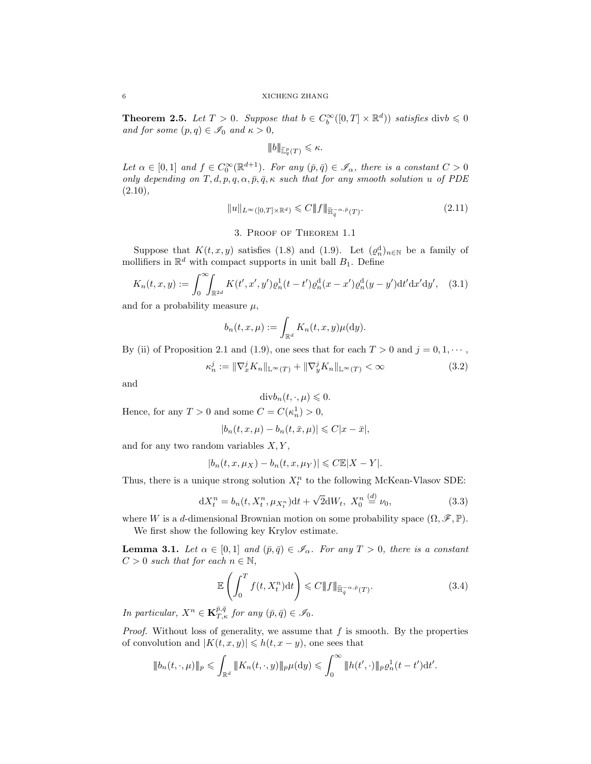**Theorem 2.5.** *Let $T > 0$. Suppose that $b \in C_b^\infty([0,T] \times \mathbb{R}^d))$ satisfies $\mathrm{div} b \leqslant 0$ and for some $(p,q) \in \mathscr{I}_0$ and $\kappa > 0$,*

$$|\!|\!| b |\!|\!|_{\widetilde{\mathbb{L}}_q^p(T)} \leqslant \kappa.$$

*Let $\alpha \in [0,1]$ and $f \in C_0^\infty(\mathbb{R}^{d+1})$. For any $(\bar{p}, \bar{q}) \in \mathscr{I}_\alpha$, there is a constant $C > 0$ only depending on $T, d, p, q, \alpha, \bar{p}, \bar{q}, \kappa$ such that for any smooth solution $u$ of PDE (2.10),*

$$\|u\|_{L^\infty([0,T]\times\mathbb{R}^d)} \leqslant C |\!|\!| f |\!|\!|_{\widetilde{\mathbb{H}}_{\bar{q}}^{-\alpha,\bar{p}}(T)}. \tag{2.11}$$

## 3. Proof of Theorem 1.1

Suppose that $K(t,x,y)$ satisfies (1.8) and (1.9). Let $(\varrho_n^{\mathrm{d}})_{n\in\mathbb{N}}$ be a family of mollifiers in $\mathbb{R}^d$ with compact supports in unit ball $B_1$. Define

$$K_n(t,x,y) := \int_0^\infty \int_{\mathbb{R}^{2d}} K(t', x', y') \varrho_n^1(t-t') \varrho_n^{\mathrm{d}}(x-x') \varrho_n^{\mathrm{d}}(y-y') \mathrm{d}t' \mathrm{d}x' \mathrm{d}y', \tag{3.1}$$

and for a probability measure $\mu$,

$$b_n(t,x,\mu) := \int_{\mathbb{R}^d} K_n(t,x,y) \mu(\mathrm{d}y).$$

By (ii) of Proposition 2.1 and (1.9), one sees that for each $T > 0$ and $j = 0, 1, \cdots$,

$$\kappa_n^j := \|\nabla_x^j K_n\|_{\mathbb{L}^\infty(T)} + \|\nabla_y^j K_n\|_{\mathbb{L}^\infty(T)} < \infty \tag{3.2}$$

and

$$\mathrm{div} b_n(t, \cdot, \mu) \leqslant 0.$$

Hence, for any $T > 0$ and some $C = C(\kappa_n^1) > 0$,

$$|b_n(t,x,\mu) - b_n(t,\bar{x},\mu)| \leqslant C|x - \bar{x}|,$$

and for any two random variables $X, Y$,

$$|b_n(t,x,\mu_X) - b_n(t,x,\mu_Y)| \leqslant C\mathbb{E}|X - Y|.$$

Thus, there is a unique strong solution $X_t^n$ to the following McKean-Vlasov SDE:

$$\mathrm{d}X_t^n = b_n(t, X_t^n, \mu_{X_t^n})\mathrm{d}t + \sqrt{2}\mathrm{d}W_t, \ X_0^n \overset{(d)}{=} \nu_0, \tag{3.3}$$

where $W$ is a $d$-dimensional Brownian motion on some probability space $(\Omega, \mathscr{F}, \mathbb{P})$.

We first show the following key Krylov estimate.

**Lemma 3.1.** *Let $\alpha \in [0,1]$ and $(\bar{p}, \bar{q}) \in \mathscr{I}_\alpha$. For any $T > 0$, there is a constant $C > 0$ such that for each $n \in \mathbb{N}$,*

$$\mathbb{E}\left(\int_0^T f(t, X_t^n)\mathrm{d}t\right) \leqslant C |\!|\!| f |\!|\!|_{\widetilde{\mathbb{H}}_{\bar{q}}^{-\alpha,\bar{p}}(T)}. \tag{3.4}$$

*In particular, $X^n \in \mathbf{K}_{T,\kappa}^{\bar{p},\bar{q}}$ for any $(\bar{p}, \bar{q}) \in \mathscr{I}_0$.*

*Proof.* Without loss of generality, we assume that $f$ is smooth. By the properties of convolution and $|K(t,x,y)| \leqslant h(t, x-y)$, one sees that

$$|\!|\!| b_n(t, \cdot, \mu) |\!|\!|_p \leqslant \int_{\mathbb{R}^d} |\!|\!| K_n(t, \cdot, y) |\!|\!|_p \mu(\mathrm{d}y) \leqslant \int_0^\infty |\!|\!| h(t', \cdot) |\!|\!|_p \varrho_n^1(t-t')\mathrm{d}t'.$$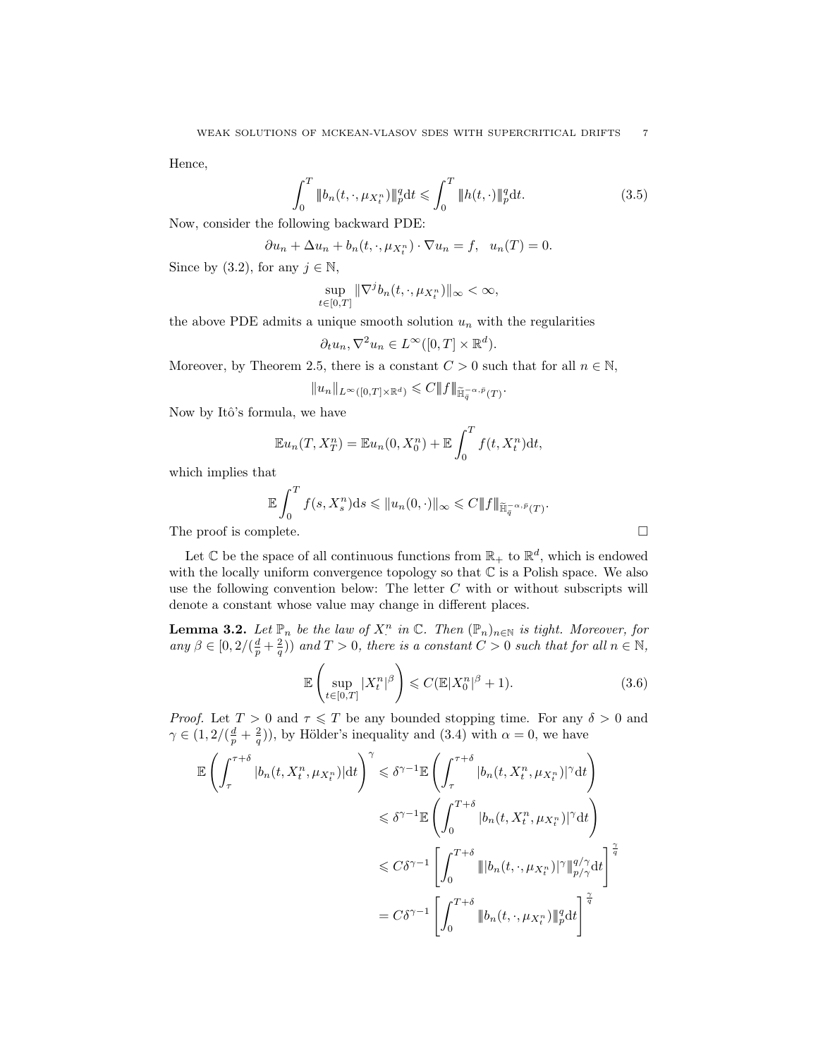Hence,

$$\int_0^T \|\!|b_n(t,\cdot,\mu_{X_t^n})|\!\|_p^q \mathrm{d}t \leqslant \int_0^T \|\!|h(t,\cdot)|\!\|_p^q \mathrm{d}t. \tag{3.5}$$

Now, consider the following backward PDE:

$$\partial u_n + \Delta u_n + b_n(t,\cdot,\mu_{X_t^n}) \cdot \nabla u_n = f, \quad u_n(T) = 0.$$

Since by (3.2), for any $j \in \mathbb{N}$,

$$\sup_{t\in[0,T]} \|\nabla^j b_n(t,\cdot,\mu_{X_t^n})\|_\infty < \infty,$$

the above PDE admits a unique smooth solution $u_n$ with the regularities

$$\partial_t u_n, \nabla^2 u_n \in L^\infty([0,T]\times\mathbb{R}^d).$$

Moreover, by Theorem 2.5, there is a constant $C > 0$ such that for all $n \in \mathbb{N}$,

$$\|u_n\|_{L^\infty([0,T]\times\mathbb{R}^d)} \leqslant C\|f\|_{\widetilde{\mathbb{H}}_{\bar{q}}^{-\alpha,\bar{p}}(T)}.$$

Now by Itô's formula, we have

$$\mathbb{E}u_n(T,X_T^n) = \mathbb{E}u_n(0,X_0^n) + \mathbb{E}\int_0^T f(t,X_t^n)\mathrm{d}t,$$

which implies that

$$\mathbb{E}\int_0^T f(s,X_s^n)\mathrm{d}s \leqslant \|u_n(0,\cdot)\|_\infty \leqslant C\|f\|_{\widetilde{\mathbb{H}}_{\bar{q}}^{-\alpha,\bar{p}}(T)}.$$

The proof is complete. $\square$

Let $\mathbb{C}$ be the space of all continuous functions from $\mathbb{R}_+$ to $\mathbb{R}^d$, which is endowed with the locally uniform convergence topology so that $\mathbb{C}$ is a Polish space. We also use the following convention below: The letter $C$ with or without subscripts will denote a constant whose value may change in different places.

**Lemma 3.2.** *Let $\mathbb{P}_n$ be the law of $X_\cdot^n$ in $\mathbb{C}$. Then $(\mathbb{P}_n)_{n\in\mathbb{N}}$ is tight. Moreover, for any $\beta \in [0, 2/(\frac{d}{p}+\frac{2}{q}))$ and $T > 0$, there is a constant $C > 0$ such that for all $n \in \mathbb{N}$,*

$$\mathbb{E}\left(\sup_{t\in[0,T]} |X_t^n|^\beta\right) \leqslant C(\mathbb{E}|X_0^n|^\beta + 1). \tag{3.6}$$

*Proof.* Let $T > 0$ and $\tau \leqslant T$ be any bounded stopping time. For any $\delta > 0$ and $\gamma \in (1, 2/(\frac{d}{p}+\frac{2}{q}))$, by Hölder's inequality and (3.4) with $\alpha = 0$, we have

$$\begin{aligned}
\mathbb{E}\left(\int_\tau^{\tau+\delta} |b_n(t,X_t^n,\mu_{X_t^n})|\mathrm{d}t\right)^\gamma &\leqslant \delta^{\gamma-1}\mathbb{E}\left(\int_\tau^{\tau+\delta} |b_n(t,X_t^n,\mu_{X_t^n})|^\gamma \mathrm{d}t\right) \\
&\leqslant \delta^{\gamma-1}\mathbb{E}\left(\int_0^{T+\delta} |b_n(t,X_t^n,\mu_{X_t^n})|^\gamma \mathrm{d}t\right) \\
&\leqslant C\delta^{\gamma-1}\left[\int_0^{T+\delta} \|\!||b_n(t,\cdot,\mu_{X_t^n})|^\gamma|\!\|_{p/\gamma}^{q/\gamma}\mathrm{d}t\right]^{\frac{\gamma}{q}} \\
&= C\delta^{\gamma-1}\left[\int_0^{T+\delta} \|\!|b_n(t,\cdot,\mu_{X_t^n})|\!\|_p^q \mathrm{d}t\right]^{\frac{\gamma}{q}}
\end{aligned}$$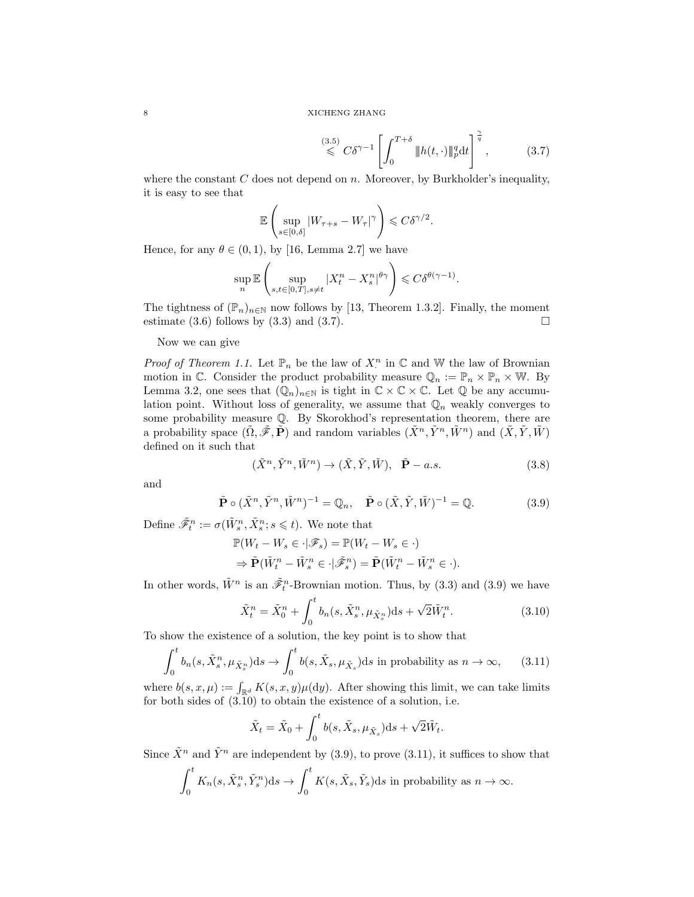$$\overset{(3.5)}{\leqslant} C\delta^{\gamma-1}\left[\int_0^{T+\delta}|\!|\!|h(t,\cdot)|\!|\!|_p^q \mathrm{d}t\right]^{\frac{\gamma}{q}}, \tag{3.7}$$

where the constant $C$ does not depend on $n$. Moreover, by Burkholder's inequality, it is easy to see that

$$\mathbb{E}\left(\sup_{s\in[0,\delta]}|W_{\tau+s}-W_\tau|^\gamma\right)\leqslant C\delta^{\gamma/2}.$$

Hence, for any $\theta\in(0,1)$, by [16, Lemma 2.7] we have

$$\sup_n \mathbb{E}\left(\sup_{s,t\in[0,T],s\neq t}|X_t^n-X_s^n|^{\theta\gamma}\right)\leqslant C\delta^{\theta(\gamma-1)}.$$

The tightness of $(\mathbb{P}_n)_{n\in\mathbb{N}}$ now follows by [13, Theorem 1.3.2]. Finally, the moment estimate (3.6) follows by (3.3) and (3.7). $\square$

Now we can give

*Proof of Theorem 1.1.* Let $\mathbb{P}_n$ be the law of $X^n$ in $\mathbb{C}$ and $\mathbb{W}$ the law of Brownian motion in $\mathbb{C}$. Consider the product probability measure $\mathbb{Q}_n := \mathbb{P}_n\times\mathbb{P}_n\times\mathbb{W}$. By Lemma 3.2, one sees that $(\mathbb{Q}_n)_{n\in\mathbb{N}}$ is tight in $\mathbb{C}\times\mathbb{C}\times\mathbb{C}$. Let $\mathbb{Q}$ be any accumulation point. Without loss of generality, we assume that $\mathbb{Q}_n$ weakly converges to some probability measure $\mathbb{Q}$. By Skorokhod's representation theorem, there are a probability space $(\tilde\Omega,\tilde{\mathscr{F}},\tilde{\mathbf{P}})$ and random variables $(\tilde X^n,\tilde Y^n,\tilde W^n)$ and $(\tilde X,\tilde Y,\tilde W)$ defined on it such that

$$(\tilde X^n,\tilde Y^n,\tilde W^n)\to(\tilde X,\tilde Y,\tilde W),\quad \tilde{\mathbf{P}}-a.s. \tag{3.8}$$

and

$$\tilde{\mathbf{P}}\circ(\tilde X^n,\tilde Y^n,\tilde W^n)^{-1}=\mathbb{Q}_n,\quad \tilde{\mathbf{P}}\circ(\tilde X,\tilde Y,\tilde W)^{-1}=\mathbb{Q}. \tag{3.9}$$

Define $\tilde{\mathscr{F}}^n_t:=\sigma(\tilde W^n_s,\tilde X^n_s;s\leqslant t)$. We note that

$$\begin{aligned}&\mathbb{P}(W_t-W_s\in\cdot|\mathscr{F}_s)=\mathbb{P}(W_t-W_s\in\cdot)\\ &\Rightarrow \tilde{\mathbf{P}}(\tilde W^n_t-\tilde W^n_s\in\cdot|\tilde{\mathscr{F}}^n_s)=\tilde{\mathbf{P}}(\tilde W^n_t-\tilde W^n_s\in\cdot).\end{aligned}$$

In other words, $\tilde W^n$ is an $\tilde{\mathscr{F}}^n_t$-Brownian motion. Thus, by (3.3) and (3.9) we have

$$\tilde X^n_t=\tilde X^n_0+\int_0^t b_n(s,\tilde X^n_s,\mu_{\tilde X^n_s})\mathrm{d}s+\sqrt{2}\tilde W^n_t. \tag{3.10}$$

To show the existence of a solution, the key point is to show that

$$\int_0^t b_n(s,\tilde X^n_s,\mu_{\tilde X^n_s})\mathrm{d}s\to\int_0^t b(s,\tilde X_s,\mu_{\tilde X_s})\mathrm{d}s \text{ in probability as } n\to\infty, \tag{3.11}$$

where $b(s,x,\mu):=\int_{\mathbb{R}^d}K(s,x,y)\mu(\mathrm{d}y)$. After showing this limit, we can take limits for both sides of (3.10) to obtain the existence of a solution, i.e.

$$\tilde X_t=\tilde X_0+\int_0^t b(s,\tilde X_s,\mu_{\tilde X_s})\mathrm{d}s+\sqrt{2}\tilde W_t.$$

Since $\tilde X^n$ and $\tilde Y^n$ are independent by (3.9), to prove (3.11), it suffices to show that

$$\int_0^t K_n(s,\tilde X^n_s,\tilde Y^n_s)\mathrm{d}s\to\int_0^t K(s,\tilde X_s,\tilde Y_s)\mathrm{d}s \text{ in probability as } n\to\infty.$$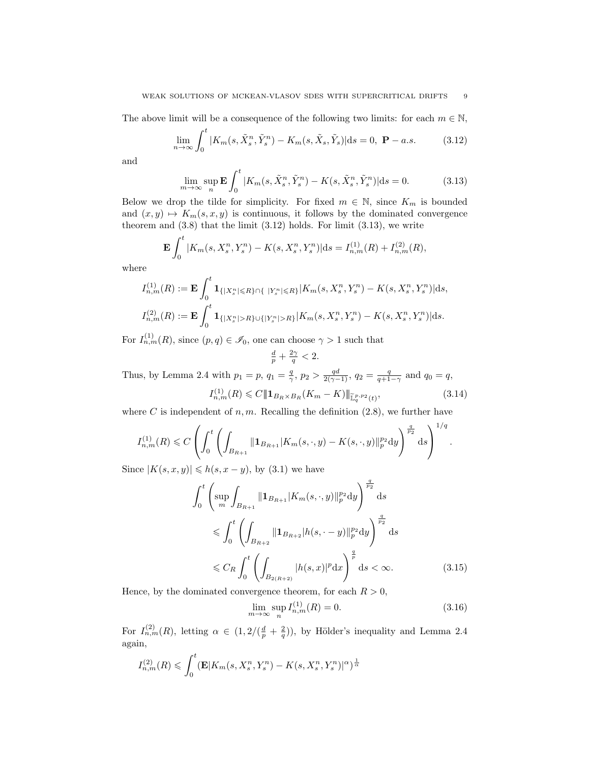The above limit will be a consequence of the following two limits: for each $m \in \mathbb{N}$,

$$\lim_{n\to\infty} \int_0^t |K_m(s, \tilde{X}^n_s, \tilde{Y}^n_s) - K_m(s, \tilde{X}_s, \tilde{Y}_s)| \mathrm{d}s = 0, \ \mathbf{P}-a.s. \tag{3.12}$$

and

$$\lim_{m\to\infty} \sup_n \mathbf{E} \int_0^t |K_m(s, \tilde{X}^n_s, \tilde{Y}^n_s) - K(s, \tilde{X}^n_s, \tilde{Y}^n_s)| \mathrm{d}s = 0. \tag{3.13}$$

Below we drop the tilde for simplicity. For fixed $m \in \mathbb{N}$, since $K_m$ is bounded and $(x, y) \mapsto K_m(s, x, y)$ is continuous, it follows by the dominated convergence theorem and (3.8) that the limit (3.12) holds. For limit (3.13), we write

$$\mathbf{E} \int_0^t |K_m(s, X^n_s, Y^n_s) - K(s, X^n_s, Y^n_s)| \mathrm{d}s = I^{(1)}_{n,m}(R) + I^{(2)}_{n,m}(R),$$

where

$$I^{(1)}_{n,m}(R) := \mathbf{E} \int_0^t \mathbf{1}_{\{|X^n_s| \leqslant R\} \cap \{\ |Y^n_s| \leqslant R\}} |K_m(s, X^n_s, Y^n_s) - K(s, X^n_s, Y^n_s)| \mathrm{d}s,$$

$$I^{(2)}_{n,m}(R) := \mathbf{E} \int_0^t \mathbf{1}_{\{|X^n_s| > R\} \cup \{|Y^n_s| > R\}} |K_m(s, X^n_s, Y^n_s) - K(s, X^n_s, Y^n_s)| \mathrm{d}s.$$

For $I^{(1)}_{n,m}(R)$, since $(p, q) \in \mathscr{I}_0$, one can choose $\gamma > 1$ such that

$$\tfrac{d}{p} + \tfrac{2\gamma}{q} < 2.$$

Thus, by Lemma 2.4 with $p_1 = p$, $q_1 = \frac{q}{\gamma}$, $p_2 > \frac{qd}{2(\gamma-1)}$, $q_2 = \frac{q}{q+1-\gamma}$ and $q_0 = q$,

$$I^{(1)}_{n,m}(R) \leqslant C |\!|\!| \mathbf{1}_{B_R \times B_R} (K_m - K) |\!|\!|_{\widetilde{\mathbb{L}}^{p, p_2}_q(t)}, \tag{3.14}$$

where $C$ is independent of $n, m$. Recalling the definition (2.8), we further have

$$I^{(1)}_{n,m}(R) \leqslant C \left( \int_0^t \left( \int_{B_{R+1}} |\!|\!| \mathbf{1}_{B_{R+1}} |K_m(s, \cdot, y) - K(s, \cdot, y)| |\!|\!|_p^{p_2} \mathrm{d}y \right)^{\frac{q}{p_2}} \mathrm{d}s \right)^{1/q}.$$

Since $|K(s, x, y)| \leqslant h(s, x - y)$, by (3.1) we have

$$\begin{aligned}
\int_0^t & \left( \sup_m \int_{B_{R+1}} |\!|\!| \mathbf{1}_{B_{R+1}} |K_m(s, \cdot, y)| |\!|\!|_p^{p_2} \mathrm{d}y \right)^{\frac{q}{p_2}} \mathrm{d}s \\
&\leqslant \int_0^t \left( \int_{B_{R+2}} |\!|\!| \mathbf{1}_{B_{R+2}} |h(s, \cdot - y)| |\!|\!|_p^{p_2} \mathrm{d}y \right)^{\frac{q}{p_2}} \mathrm{d}s \\
&\leqslant C_R \int_0^t \left( \int_{B_{2(R+2)}} |h(s, x)|^p \mathrm{d}x \right)^{\frac{q}{p}} \mathrm{d}s < \infty.
\end{aligned} \tag{3.15}$$

Hence, by the dominated convergence theorem, for each $R > 0$,

$$\lim_{m\to\infty} \sup_n I^{(1)}_{n,m}(R) = 0. \tag{3.16}$$

For $I^{(2)}_{n,m}(R)$, letting $\alpha \in (1, 2/(\frac{d}{p} + \frac{2}{q}))$, by Hölder's inequality and Lemma 2.4 again,

$$I^{(2)}_{n,m}(R) \leqslant \int_0^t (\mathbf{E}|K_m(s, X^n_s, Y^n_s) - K(s, X^n_s, Y^n_s)|^\alpha)^{\frac{1}{\alpha}}$$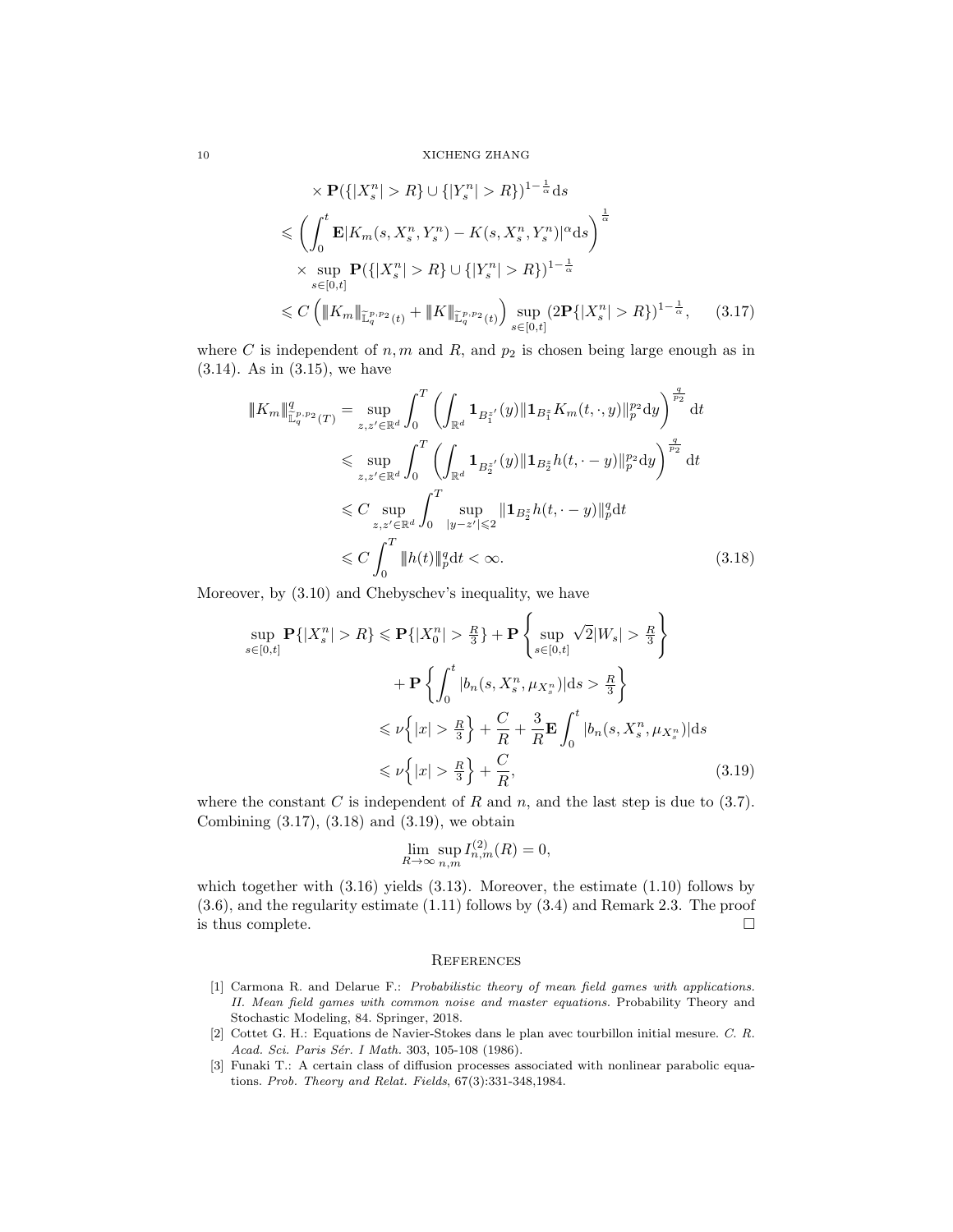$$
\begin{aligned}
&\quad \times \mathbf{P}(\{|X^n_s|>R\}\cup\{|Y^n_s|>R\})^{1-\frac{1}{\alpha}}\mathrm{d}s\\
&\leqslant \left(\int_0^t \mathbf{E}|K_m(s,X^n_s,Y^n_s)-K(s,X^n_s,Y^n_s)|^\alpha \mathrm{d}s\right)^{\frac{1}{\alpha}}\\
&\quad \times \sup_{s\in[0,t]}\mathbf{P}(\{|X^n_s|>R\}\cup\{|Y^n_s|>R\})^{1-\frac{1}{\alpha}}\\
&\leqslant C\left(|\!|\!| K_m|\!|\!|_{\widetilde{\mathbb{L}}^{p,p_2}_q(t)}+|\!|\!| K|\!|\!|_{\widetilde{\mathbb{L}}^{p,p_2}_q(t)}\right)\sup_{s\in[0,t]}(2\mathbf{P}\{|X^n_s|>R\})^{1-\frac{1}{\alpha}}, \qquad (3.17)
\end{aligned}
$$

where $C$ is independent of $n,m$ and $R$, and $p_2$ is chosen being large enough as in (3.14). As in (3.15), we have

$$
\begin{aligned}
|\!|\!| K_m|\!|\!|^q_{\widetilde{\mathbb{L}}^{p,p_2}_q(T)} &= \sup_{z,z'\in\mathbb{R}^d}\int_0^T\left(\int_{\mathbb{R}^d}\mathbf{1}_{B^{z'}_1}(y)\|\mathbf{1}_{B^z_1}K_m(t,\cdot,y)\|^{p_2}_p\mathrm{d}y\right)^{\frac{q}{p_2}}\mathrm{d}t\\
&\leqslant \sup_{z,z'\in\mathbb{R}^d}\int_0^T\left(\int_{\mathbb{R}^d}\mathbf{1}_{B^{z'}_2}(y)\|\mathbf{1}_{B^z_2}h(t,\cdot-y)\|^{p_2}_p\mathrm{d}y\right)^{\frac{q}{p_2}}\mathrm{d}t\\
&\leqslant C\sup_{z,z'\in\mathbb{R}^d}\int_0^T\sup_{|y-z'|\leqslant 2}\|\mathbf{1}_{B^z_2}h(t,\cdot-y)\|^q_p\mathrm{d}t\\
&\leqslant C\int_0^T|\!|\!| h(t)|\!|\!|^q_p\mathrm{d}t<\infty. \qquad (3.18)
\end{aligned}
$$

Moreover, by (3.10) and Chebyschev's inequality, we have

$$
\begin{aligned}
\sup_{s\in[0,t]}\mathbf{P}\{|X^n_s|>R\} &\leqslant \mathbf{P}\{|X^n_0|>\tfrac{R}{3}\}+\mathbf{P}\left\{\sup_{s\in[0,t]}\sqrt{2}|W_s|>\tfrac{R}{3}\right\}\\
&\quad +\mathbf{P}\left\{\int_0^t|b_n(s,X^n_s,\mu_{X^n_s})|\mathrm{d}s>\tfrac{R}{3}\right\}\\
&\leqslant \nu\Big\{|x|>\tfrac{R}{3}\Big\}+\frac{C}{R}+\frac{3}{R}\mathbf{E}\int_0^t|b_n(s,X^n_s,\mu_{X^n_s})|\mathrm{d}s\\
&\leqslant \nu\Big\{|x|>\tfrac{R}{3}\Big\}+\frac{C}{R}, \qquad (3.19)
\end{aligned}
$$

where the constant $C$ is independent of $R$ and $n$, and the last step is due to (3.7). Combining (3.17), (3.18) and (3.19), we obtain

$$
\lim_{R\to\infty}\sup_{n,m}I^{(2)}_{n,m}(R)=0,
$$

which together with (3.16) yields (3.13). Moreover, the estimate (1.10) follows by (3.6), and the regularity estimate (1.11) follows by (3.4) and Remark 2.3. The proof is thus complete. □

## References

[1] Carmona R. and Delarue F.: *Probabilistic theory of mean field games with applications. II. Mean field games with common noise and master equations.* Probability Theory and Stochastic Modeling, 84. Springer, 2018.

[2] Cottet G. H.: Equations de Navier-Stokes dans le plan avec tourbillon initial mesure. *C. R. Acad. Sci. Paris Sér. I Math.* 303, 105-108 (1986).

[3] Funaki T.: A certain class of diffusion processes associated with nonlinear parabolic equations. *Prob. Theory and Relat. Fields*, 67(3):331-348,1984.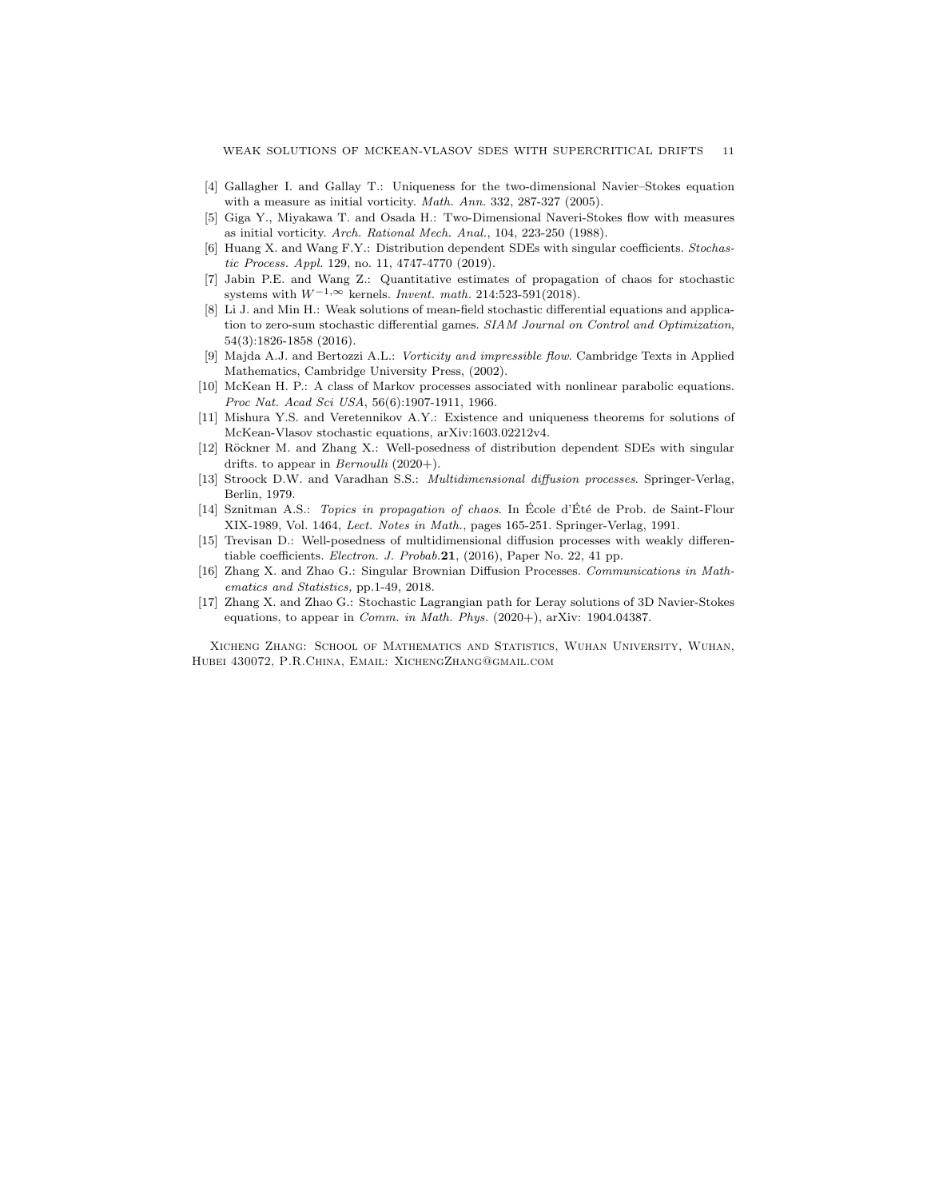[4] Gallagher I. and Gallay T.: Uniqueness for the two-dimensional Navier–Stokes equation with a measure as initial vorticity. *Math. Ann.* 332, 287-327 (2005).

[5] Giga Y., Miyakawa T. and Osada H.: Two-Dimensional Naveri-Stokes flow with measures as initial vorticity. *Arch. Rational Mech. Anal.*, 104, 223-250 (1988).

[6] Huang X. and Wang F.Y.: Distribution dependent SDEs with singular coefficients. *Stochastic Process. Appl.* 129, no. 11, 4747-4770 (2019).

[7] Jabin P.E. and Wang Z.: Quantitative estimates of propagation of chaos for stochastic systems with $W^{-1,\infty}$ kernels. *Invent. math.* 214:523-591(2018).

[8] Li J. and Min H.: Weak solutions of mean-field stochastic differential equations and application to zero-sum stochastic differential games. *SIAM Journal on Control and Optimization*, 54(3):1826-1858 (2016).

[9] Majda A.J. and Bertozzi A.L.: *Vorticity and impressible flow*. Cambridge Texts in Applied Mathematics, Cambridge University Press, (2002).

[10] McKean H. P.: A class of Markov processes associated with nonlinear parabolic equations. *Proc Nat. Acad Sci USA*, 56(6):1907-1911, 1966.

[11] Mishura Y.S. and Veretennikov A.Y.: Existence and uniqueness theorems for solutions of McKean-Vlasov stochastic equations, arXiv:1603.02212v4.

[12] Röckner M. and Zhang X.: Well-posedness of distribution dependent SDEs with singular drifts. to appear in *Bernoulli* (2020+).

[13] Stroock D.W. and Varadhan S.S.: *Multidimensional diffusion processes*. Springer-Verlag, Berlin, 1979.

[14] Sznitman A.S.: *Topics in propagation of chaos*. In École d'Été de Prob. de Saint-Flour XIX-1989, Vol. 1464, *Lect. Notes in Math.*, pages 165-251. Springer-Verlag, 1991.

[15] Trevisan D.: Well-posedness of multidimensional diffusion processes with weakly differentiable coefficients. *Electron. J. Probab.* **21**, (2016), Paper No. 22, 41 pp.

[16] Zhang X. and Zhao G.: Singular Brownian Diffusion Processes. *Communications in Mathematics and Statistics,* pp.1-49, 2018.

[17] Zhang X. and Zhao G.: Stochastic Lagrangian path for Leray solutions of 3D Navier-Stokes equations, to appear in *Comm. in Math. Phys.* (2020+), arXiv: 1904.04387.

Xicheng Zhang: School of Mathematics and Statistics, Wuhan University, Wuhan, Hubei 430072, P.R.China, Email: XichengZhang@gmail.com